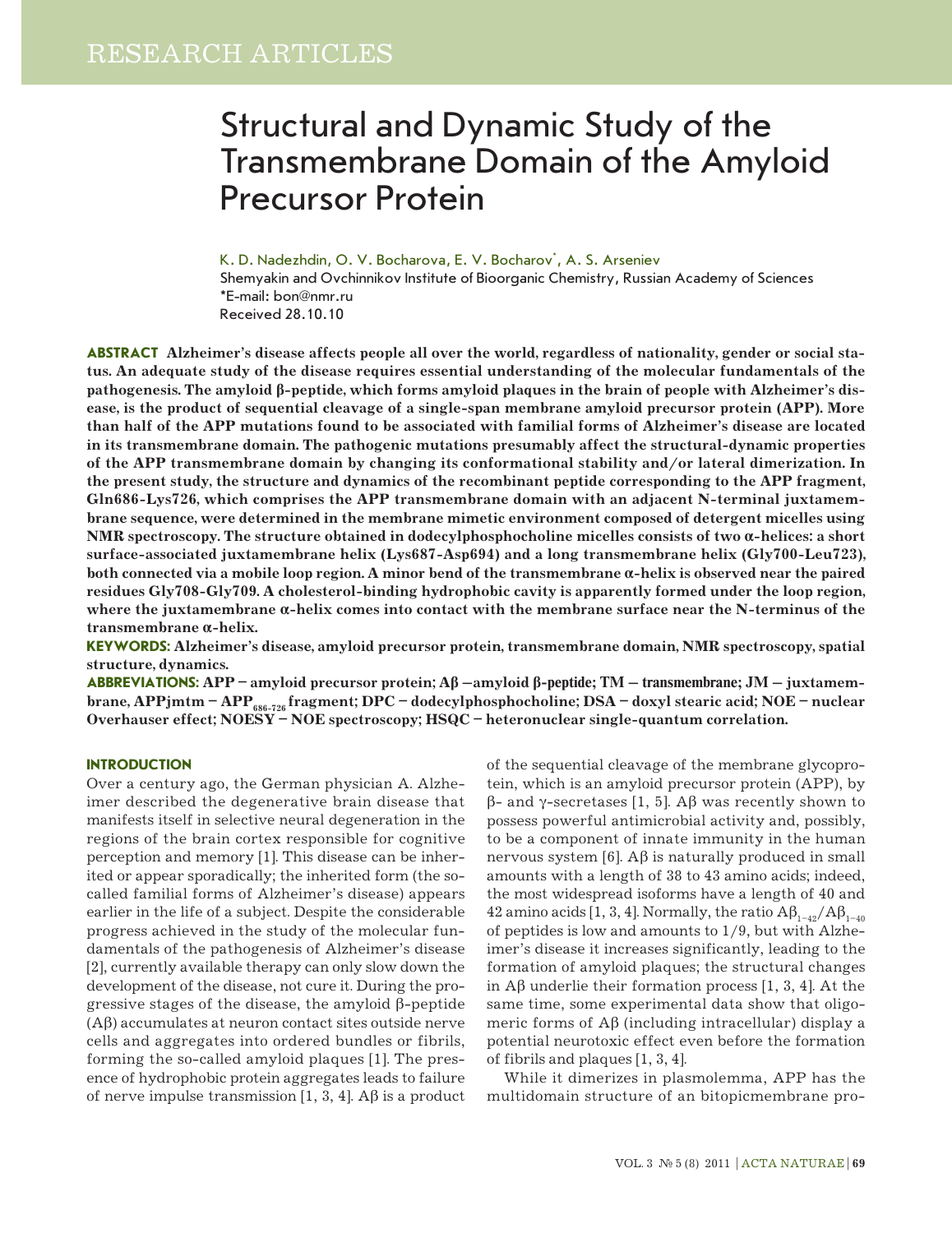# Structural and Dynamic Study of the Transmembrane Domain of the Amyloid Precursor Protein

K. D. Nadezhdin, O. V. Bocharova, E. V. Bocharov*, A. S. Arseniev

Shemyakin and Ovchinnikov Institute of Bioorganic Chemistry, Russian Academy of Sciences

*E-mail: bon@nmr.ru

Received 28.10.10

**ABSTRACT** **Alzheimer's disease affects people all over the world, regardless of nationality, gender or social status. An adequate study of the disease requires essential understanding of the molecular fundamentals of the pathogenesis. The amyloid β-peptide, which forms amyloid plaques in the brain of people with Alzheimer's disease, is the product of sequential cleavage of a single-span membrane amyloid precursor protein (APP). More than half of the APP mutations found to be associated with familial forms of Alzheimer's disease are located in its transmembrane domain. The pathogenic mutations presumably affect the structural-dynamic properties of the APP transmembrane domain by changing its conformational stability and/or lateral dimerization. In the present study, the structure and dynamics of the recombinant peptide corresponding to the APP fragment, Gln686-Lys726, which comprises the APP transmembrane domain with an adjacent N-terminal juxtamembrane sequence, were determined in the membrane mimetic environment composed of detergent micelles using NMR spectroscopy. The structure obtained in dodecylphosphocholine micelles consists of two α-helices: a short surface-associated juxtamembrane helix (Lys687-Asp694) and a long transmembrane helix (Gly700-Leu723), both connected via a mobile loop region. A minor bend of the transmembrane α-helix is observed near the paired residues Gly708-Gly709. A cholesterol-binding hydrophobic cavity is apparently formed under the loop region, where the juxtamembrane α-helix comes into contact with the membrane surface near the N-terminus of the transmembrane α-helix.**

**KEYWORDS:** **Alzheimer's disease, amyloid precursor protein, transmembrane domain, NMR spectroscopy, spatial structure, dynamics.**

**ABBREVIATIONS:** **APP – amyloid precursor protein; Aβ –amyloid β-peptide; TM – transmembrane; JM – juxtamembrane, APPjmtm – $APP_{686-726}$ fragment; DPC – dodecylphosphocholine; DSA – doxyl stearic acid; NOE – nuclear Overhauser effect; NOESY – NOE spectroscopy; HSQC – heteronuclear single-quantum correlation.**

## INTRODUCTION

Over a century ago, the German physician A. Alzheimer described the degenerative brain disease that manifests itself in selective neural degeneration in the regions of the brain cortex responsible for cognitive perception and memory [1]. This disease can be inherited or appear sporadically; the inherited form (the so-called familial forms of Alzheimer's disease) appears earlier in the life of a subject. Despite the considerable progress achieved in the study of the molecular fundamentals of the pathogenesis of Alzheimer's disease [2], currently available therapy can only slow down the development of the disease, not cure it. During the progressive stages of the disease, the amyloid β-peptide (Aβ) accumulates at neuron contact sites outside nerve cells and aggregates into ordered bundles or fibrils, forming the so-called amyloid plaques [1]. The presence of hydrophobic protein aggregates leads to failure of nerve impulse transmission [1, 3, 4]. Aβ is a product of the sequential cleavage of the membrane glycoprotein, which is an amyloid precursor protein (APP), by β- and γ-secretases [1, 5]. Aβ was recently shown to possess powerful antimicrobial activity and, possibly, to be a component of innate immunity in the human nervous system [6]. Aβ is naturally produced in small amounts with a length of 38 to 43 amino acids; indeed, the most widespread isoforms have a length of 40 and 42 amino acids [1, 3, 4]. Normally, the ratio $A\beta_{1-42}/A\beta_{1-40}$ of peptides is low and amounts to 1/9, but with Alzheimer's disease it increases significantly, leading to the formation of amyloid plaques; the structural changes in Aβ underlie their formation process [1, 3, 4]. At the same time, some experimental data show that oligomeric forms of Aβ (including intracellular) display a potential neurotoxic effect even before the formation of fibrils and plaques [1, 3, 4].

While it dimerizes in plasmolemma, APP has the multidomain structure of an bitopicmembrane pro-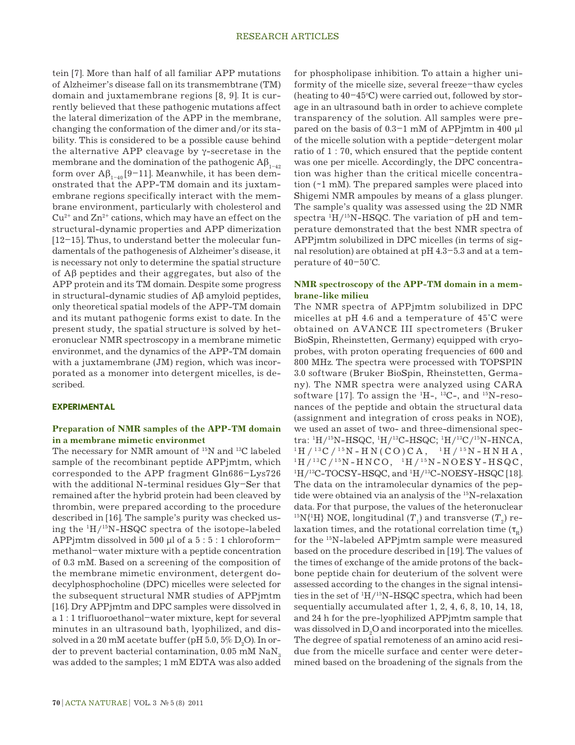tein [7]. More than half of all familiar APP mutations of Alzheimer's disease fall on its transmembtrane (TM) domain and juxtamembrane regions [8, 9]. It is currently believed that these pathogenic mutations affect the lateral dimerization of the APP in the membrane, changing the conformation of the dimer and/or its stability. This is considered to be a possible cause behind the alternative APP cleavage by γ-secretase in the membrane and the domination of the pathogenic $A\beta_{1-42}$ form over $A\beta_{1-40}$ [9–11]. Meanwhile, it has been demonstrated that the APP-TM domain and its juxtamembrane regions specifically interact with the membrane environment, particularly with cholesterol and $Cu^{2+}$ and $Zn^{2+}$ cations, which may have an effect on the structural-dynamic properties and APP dimerization [12–15]. Thus, to understand better the molecular fundamentals of the pathogenesis of Alzheimer's disease, it is necessary not only to determine the spatial structure of Aβ peptides and their aggregates, but also of the APP protein and its TM domain. Despite some progress in structural-dynamic studies of Aβ amyloid peptides, only theoretical spatial models of the APP-TM domain and its mutant pathogenic forms exist to date. In the present study, the spatial structure is solved by heteronuclear NMR spectroscopy in a membrane mimetic environmet, and the dynamics of the APP-TM domain with a juxtamembrane (JM) region, which was incorporated as a monomer into detergent micelles, is described.

## EXPERIMENTAL

### Preparation of NMR samples of the APP-TM domain in a membrane mimetic environmet

The necessary for NMR amount of $^{15}N$ and $^{13}C$ labeled sample of the recombinant peptide APPjmtm, which corresponded to the APP fragment Gln686–Lys726 with the additional N-terminal residues Gly–Ser that remained after the hybrid protein had been cleaved by thrombin, were prepared according to the procedure described in [16]. The sample's purity was checked using the $^1H/^{15}N$-HSQC spectra of the isotope-labeled APPjmtm dissolved in 500 μl of a 5 : 5 : 1 chloroform–methanol–water mixture with a peptide concentration of 0.3 mM. Based on a screening of the composition of the membrane mimetic environment, detergent dodecylphosphocholine (DPC) micelles were selected for the subsequent structural NMR studies of APPjmtm [16]. Dry APPjmtm and DPC samples were dissolved in a 1 : 1 trifluoroethanol–water mixture, kept for several minutes in an ultrasound bath, lyophilized, and dissolved in a 20 mM acetate buffer (pH 5.0, 5% $D_2O$). In order to prevent bacterial contamination, 0.05 mM $NaN_3$ was added to the samples; 1 mM EDTA was also added for phospholipase inhibition. To attain a higher uniformity of the micelle size, several freeze–thaw cycles (heating to 40–45°C) were carried out, followed by storage in an ultrasound bath in order to achieve complete transparency of the solution. All samples were prepared on the basis of 0.3–1 mM of APPjmtm in 400 μl of the micelle solution with a peptide–detergent molar ratio of 1 : 70, which ensured that the peptide content was one per micelle. Accordingly, the DPC concentration was higher than the critical micelle concentration (~1 mM). The prepared samples were placed into Shigemi NMR ampoules by means of a glass plunger. The sample's quality was assessed using the 2D NMR spectra $^1H/^{15}N$-HSQC. The variation of pH and temperature demonstrated that the best NMR spectra of APPjmtm solubilized in DPC micelles (in terms of signal resolution) are obtained at pH 4.3–5.3 and at a temperature of 40–50°C.

### NMR spectroscopy of the APP-TM domain in a membrane-like milieu

The NMR spectra of APPjmtm solubilized in DPC micelles at pH 4.6 and a temperature of 45°C were obtained on AVANCE III spectrometers (Bruker BioSpin, Rheinstetten, Germany) equipped with cryoprobes, with proton operating frequencies of 600 and 800 MHz. The spectra were processed with TOPSPIN 3.0 software (Bruker BioSpin, Rheinstetten, Germany). The NMR spectra were analyzed using CARA software [17]. To assign the $^1H$-, $^{13}C$-, and $^{15}N$-resonances of the peptide and obtain the structural data (assignment and integration of cross peaks in NOE), we used an asset of two- and three-dimensional spectra: $^1H/^{15}N$-HSQC, $^1H/^{13}C$-HSQC; $^1H/^{13}C/^{15}N$-HNCA, $^1H/^{13}C/^{15}N$-HN(CO)CA, $^1H/^{15}N$-HNHA, $^1H/^{13}C/^{15}N$-HNCO, $^1H/^{15}N$-NOESY-HSQC, $^1H/^{13}C$-TOCSY-HSQC, and $^1H/^{13}C$-NOESY-HSQC [18]. The data on the intramolecular dynamics of the peptide were obtained via an analysis of the $^{15}N$-relaxation data. For that purpose, the values of the heteronuclear $^{15}N\{^1H\}$ NOE, longitudinal ($T_1$) and transverse ($T_2$) relaxation times, and the rotational correlation time ($\tau_R$) for the $^{15}N$-labeled APPjmtm sample were measured based on the procedure described in [19]. The values of the times of exchange of the amide protons of the backbone peptide chain for deuterium of the solvent were assessed according to the changes in the signal intensities in the set of $^1H/^{15}N$-HSQC spectra, which had been sequentially accumulated after 1, 2, 4, 6, 8, 10, 14, 18, and 24 h for the pre-lyophilized APPjmtm sample that was dissolved in $D_2O$ and incorporated into the micelles. The degree of spatial remoteness of an amino acid residue from the micelle surface and center were determined based on the broadening of the signals from the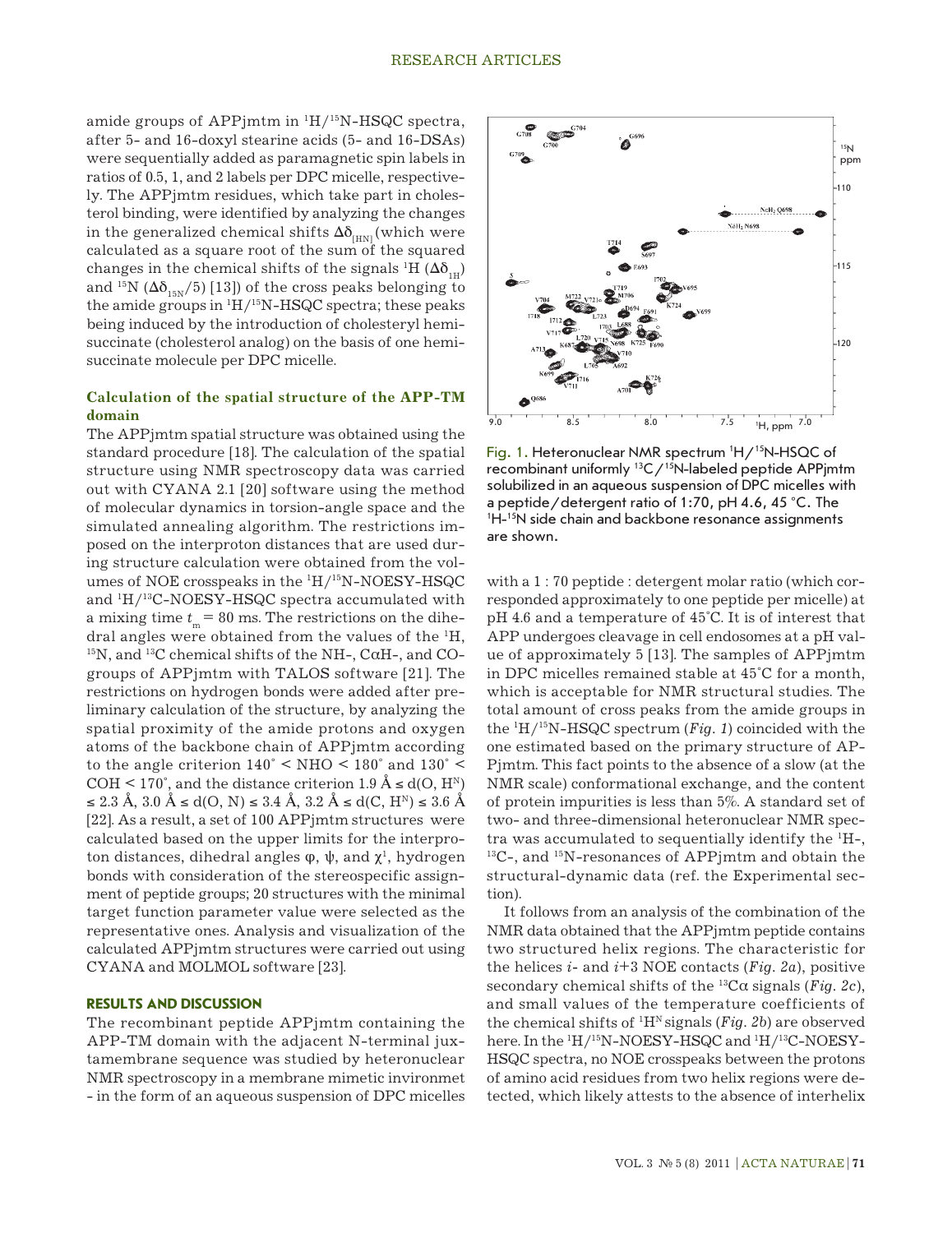amide groups of APPjmtm in $^{1}H/^{15}N$-HSQC spectra, after 5- and 16-doxyl stearine acids (5- and 16-DSAs) were sequentially added as paramagnetic spin labels in ratios of 0.5, 1, and 2 labels per DPC micelle, respectively. The APPjmtm residues, which take part in cholesterol binding, were identified by analyzing the changes in the generalized chemical shifts $\Delta\delta_{[HN]}$ (which were calculated as a square root of the sum of the squared changes in the chemical shifts of the signals $^{1}H$ ($\Delta\delta_{1H}$) and $^{15}N$ ($\Delta\delta_{15N}/5$) [13]) of the cross peaks belonging to the amide groups in $^{1}H/^{15}N$-HSQC spectra; these peaks being induced by the introduction of cholesteryl hemisuccinate (cholesterol analog) on the basis of one hemisuccinate molecule per DPC micelle.

### Calculation of the spatial structure of the APP-TM domain

The APPjmtm spatial structure was obtained using the standard procedure [18]. The calculation of the spatial structure using NMR spectroscopy data was carried out with CYANA 2.1 [20] software using the method of molecular dynamics in torsion-angle space and the simulated annealing algorithm. The restrictions imposed on the interproton distances that are used during structure calculation were obtained from the volumes of NOE crosspeaks in the $^{1}H/^{15}N$-NOESY-HSQC and $^{1}H/^{13}C$-NOESY-HSQC spectra accumulated with a mixing time $t_m = 80$ ms. The restrictions on the dihedral angles were obtained from the values of the $^{1}H$, $^{15}N$, and $^{13}C$ chemical shifts of the NH-, CαH-, and CO-groups of APPjmtm with TALOS software [21]. The restrictions on hydrogen bonds were added after preliminary calculation of the structure, by analyzing the spatial proximity of the amide protons and oxygen atoms of the backbone chain of APPjmtm according to the angle criterion $140^{\circ} < NHO < 180^{\circ}$ and $130^{\circ} < COH < 170^{\circ}$, and the distance criterion $1.9\ \text{Å} \le d(O, H^{N}) \le 2.3\ \text{Å}$, $3.0\ \text{Å} \le d(O, N) \le 3.4\ \text{Å}$, $3.2\ \text{Å} \le d(C, H^{N}) \le 3.6\ \text{Å}$ [22]. As a result, a set of 100 APPjmtm structures were calculated based on the upper limits for the interproton distances, dihedral angles φ, ψ, and $\chi^{1}$, hydrogen bonds with consideration of the stereospecific assignment of peptide groups; 20 structures with the minimal target function parameter value were selected as the representative ones. Analysis and visualization of the calculated APPjmtm structures were carried out using CYANA and MOLMOL software [23].

## RESULTS AND DISCUSSION

The recombinant peptide APPjmtm containing the APP-TM domain with the adjacent N-terminal juxtamembrane sequence was studied by heteronuclear NMR spectroscopy in a membrane mimetic invironmet - in the form of an aqueous suspension of DPC micelles with a 1 : 70 peptide : detergent molar ratio (which corresponded approximately to one peptide per micelle) at pH 4.6 and a temperature of 45°C. It is of interest that APP undergoes cleavage in cell endosomes at a pH value of approximately 5 [13]. The samples of APPjmtm in DPC micelles remained stable at 45°C for a month, which is acceptable for NMR structural studies. The total amount of cross peaks from the amide groups in the $^{1}H/^{15}N$-HSQC spectrum (*Fig. 1*) coincided with the one estimated based on the primary structure of APPjmtm. This fact points to the absence of a slow (at the NMR scale) conformational exchange, and the content of protein impurities is less than 5%. A standard set of two- and three-dimensional heteronuclear NMR spectra was accumulated to sequentially identify the $^{1}H$-, $^{13}C$-, and $^{15}N$-resonances of APPjmtm and obtain the structural-dynamic data (ref. the Experimental section).

Fig. 1. Heteronuclear NMR spectrum $^{1}H/^{15}N$-HSQC of recombinant uniformly $^{13}C/^{15}N$-labeled peptide APPjmtm solubilized in an aqueous suspension of DPC micelles with a peptide/detergent ratio of 1:70, pH 4.6, 45 °C. The $^{1}H$-$^{15}N$ side chain and backbone resonance assignments are shown.

It follows from an analysis of the combination of the NMR data obtained that the APPjmtm peptide contains two structured helix regions. The characteristic for the helices *i*- and *i*+3 NOE contacts (*Fig. 2a*), positive secondary chemical shifts of the $^{13}C\alpha$ signals (*Fig. 2c*), and small values of the temperature coefficients of the chemical shifts of $^{1}H^{N}$ signals (*Fig. 2b*) are observed here. In the $^{1}H/^{15}N$-NOESY-HSQC and $^{1}H/^{13}C$-NOESY-HSQC spectra, no NOE crosspeaks between the protons of amino acid residues from two helix regions were detected, which likely attests to the absence of interhelix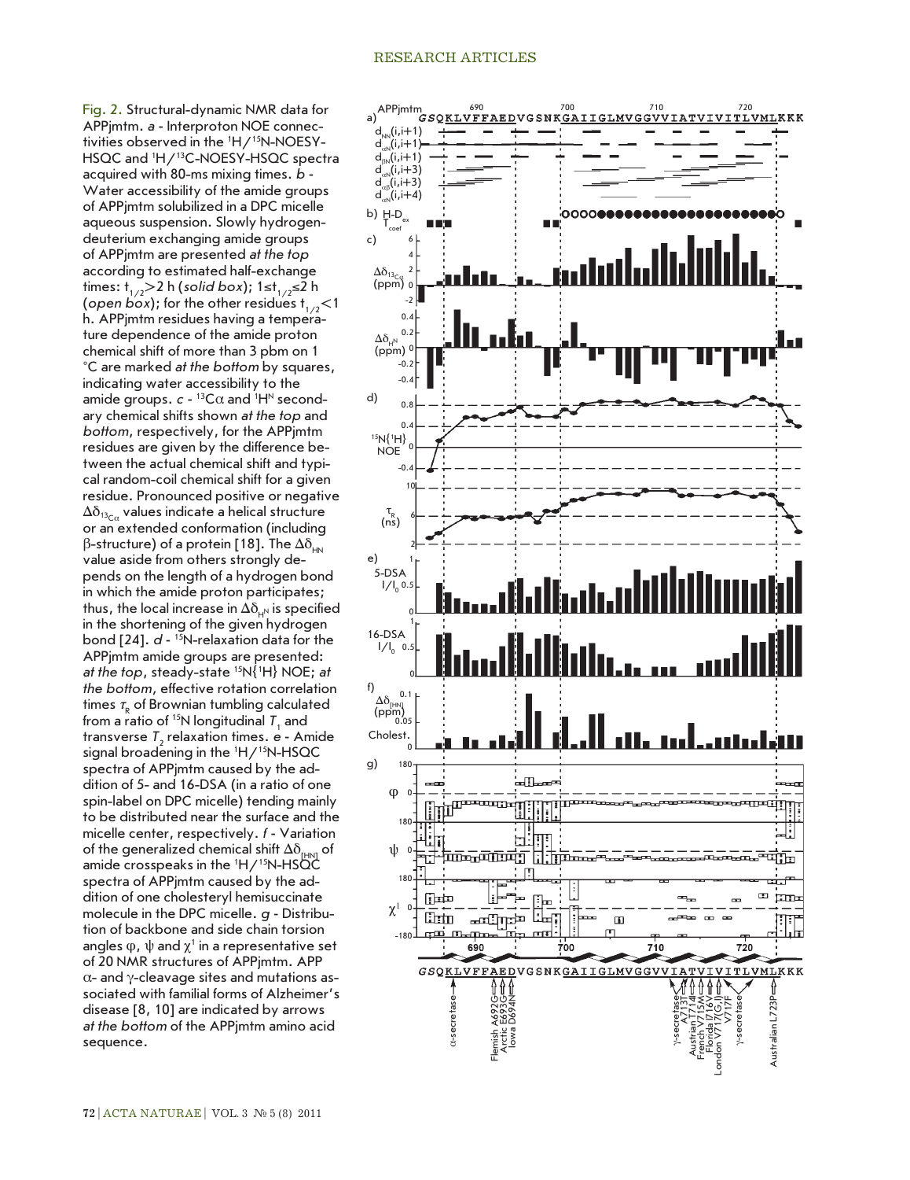Fig. 2. Structural-dynamic NMR data for APPjmtm. *a* - Interproton NOE connectivities observed in the $^{1}H/^{15}N$-NOESY-HSQC and $^{1}H/^{13}C$-NOESY-HSQC spectra acquired with 80-ms mixing times. *b* - Water accessibility of the amide groups of APPjmtm solubilized in a DPC micelle aqueous suspension. Slowly hydrogen-deuterium exchanging amide groups of APPjmtm are presented *at the top* according to estimated half-exchange times: $t_{1/2}>2$ h (*solid box*); $1 \leq t_{1/2} \leq 2$ h (*open box*); for the other residues $t_{1/2}<1$ h. APPjmtm residues having a temperature dependence of the amide proton chemical shift of more than 3 pbm on 1 °C are marked *at the bottom* by squares, indicating water accessibility to the amide groups. *c* - $^{13}C\alpha$ and $^{1}H^{N}$ secondary chemical shifts shown *at the top* and *bottom*, respectively, for the APPjmtm residues are given by the difference between the actual chemical shift and typical random-coil chemical shift for a given residue. Pronounced positive or negative $\Delta\delta_{^{13}C\alpha}$ values indicate a helical structure or an extended conformation (including β-structure) of a protein [18]. The $\Delta\delta_{HN}$ value aside from others strongly depends on the length of a hydrogen bond in which the amide proton participates; thus, the local increase in $\Delta\delta_{H^N}$ is specified in the shortening of the given hydrogen bond [24]. *d* - $^{15}N$-relaxation data for the APPjmtm amide groups are presented: *at the top*, steady-state $^{15}N\{^{1}H\}$ NOE; *at the bottom*, effective rotation correlation times $\tau_R$ of Brownian tumbling calculated from a ratio of $^{15}N$ longitudinal $T_1$ and transverse $T_2$ relaxation times. *e* - Amide signal broadening in the $^{1}H/^{15}N$-HSQC spectra of APPjmtm caused by the addition of 5- and 16-DSA (in a ratio of one spin-label on DPC micelle) tending mainly to be distributed near the surface and the micelle center, respectively. *f* - Variation of the generalized chemical shift $\Delta\delta_{[HN]}$ of amide crosspeaks in the $^{1}H/^{15}N$-HSQC spectra of APPjmtm caused by the addition of one cholesteryl hemisuccinate molecule in the DPC micelle. *g* - Distribution of backbone and side chain torsion angles φ, ψ and $\chi^1$ in a representative set of 20 NMR structures of APPjmtm. APP α- and γ-cleavage sites and mutations associated with familial forms of Alzheimer's disease [8, 10] are indicated by arrows *at the bottom* of the APPjmtm amino acid sequence.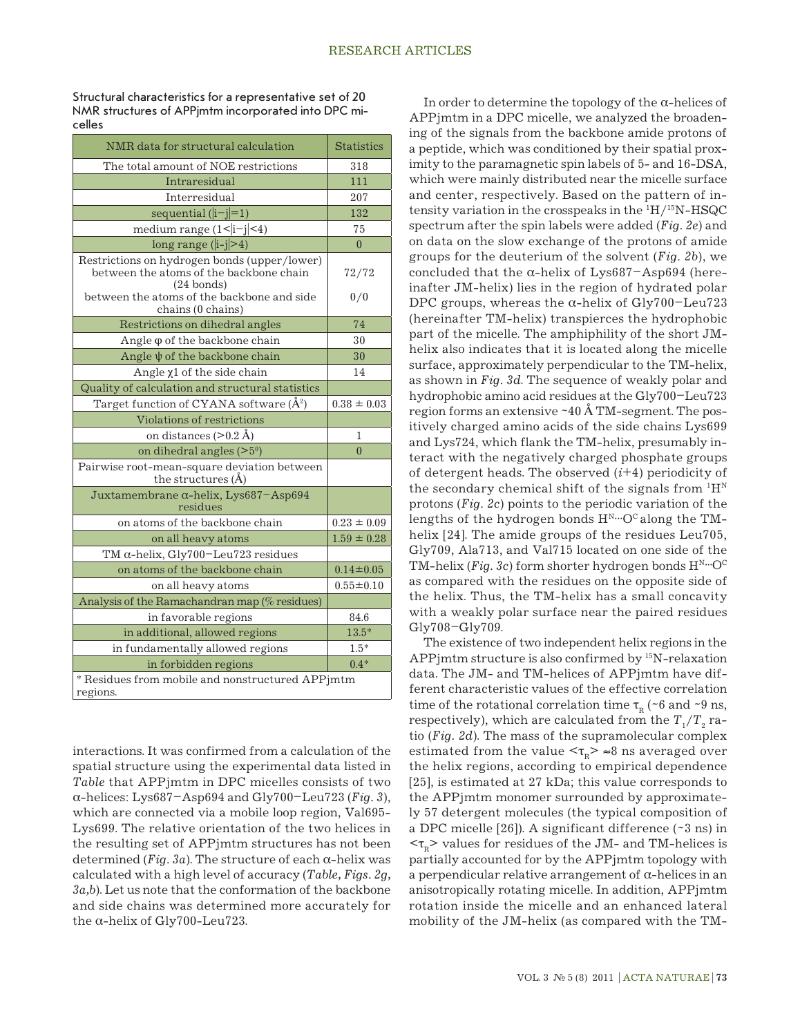Structural characteristics for a representative set of 20 NMR structures of APPjmtm incorporated into DPC micelles

| NMR data for structural calculation | Statistics |
|---|---|
| The total amount of NOE restrictions | 318 |
| Intraresidual | 111 |
| Interresidual | 207 |
| sequential (\|i−j\|=1) | 132 |
| medium range (1<\|i−j\|<4) | 75 |
| long range (\|i-j\|>4) | 0 |
| Restrictions on hydrogen bonds (upper/lower) between the atoms of the backbone chain (24 bonds) | 72/72 |
| between the atoms of the backbone and side chains (0 chains) | 0/0 |
| Restrictions on dihedral angles | 74 |
| Angle φ of the backbone chain | 30 |
| Angle ψ of the backbone chain | 30 |
| Angle χ1 of the side chain | 14 |
| Quality of calculation and structural statistics | |
| Target function of CYANA software (Å$^2$) | 0.38 ± 0.03 |
| Violations of restrictions | |
| on distances (>0.2 Å) | 1 |
| on dihedral angles (>5°) | 0 |
| Pairwise root-mean-square deviation between the structures (Å) | |
| Juxtamembrane α-helix, Lys687−Asp694 residues | |
| on atoms of the backbone chain | 0.23 ± 0.09 |
| on all heavy atoms | 1.59 ± 0.28 |
| TM α-helix, Gly700−Leu723 residues | |
| on atoms of the backbone chain | 0.14±0.05 |
| on all heavy atoms | 0.55±0.10 |
| Analysis of the Ramachandran map (% residues) | |
| in favorable regions | 84.6 |
| in additional, allowed regions | 13.5* |
| in fundamentally allowed regions | 1.5* |
| in forbidden regions | 0.4* |

\* Residues from mobile and nonstructured APPjmtm regions.

interactions. It was confirmed from a calculation of the spatial structure using the experimental data listed in *Table* that APPjmtm in DPC micelles consists of two α-helices: Lys687−Asp694 and Gly700−Leu723 (*Fig. 3*), which are connected via a mobile loop region, Val695-Lys699. The relative orientation of the two helices in the resulting set of APPjmtm structures has not been determined (*Fig. 3a*). The structure of each α-helix was calculated with a high level of accuracy (*Table, Figs. 2g, 3a,b*). Let us note that the conformation of the backbone and side chains was determined more accurately for the α-helix of Gly700-Leu723.

In order to determine the topology of the α-helices of APPjmtm in a DPC micelle, we analyzed the broadening of the signals from the backbone amide protons of a peptide, which was conditioned by their spatial proximity to the paramagnetic spin labels of 5- and 16-DSA, which were mainly distributed near the micelle surface and center, respectively. Based on the pattern of intensity variation in the crosspeaks in the $^1H/^{15}N$-HSQC spectrum after the spin labels were added (*Fig. 2e*) and on data on the slow exchange of the protons of amide groups for the deuterium of the solvent (*Fig. 2b*), we concluded that the α-helix of Lys687−Asp694 (hereinafter JM-helix) lies in the region of hydrated polar DPC groups, whereas the α-helix of Gly700−Leu723 (hereinafter TM-helix) transpierces the hydrophobic part of the micelle. The amphiphility of the short JM-helix also indicates that it is located along the micelle surface, approximately perpendicular to the TM-helix, as shown in *Fig. 3d*. The sequence of weakly polar and hydrophobic amino acid residues at the Gly700−Leu723 region forms an extensive ~40 Å TM-segment. The positively charged amino acids of the side chains Lys699 and Lys724, which flank the TM-helix, presumably interact with the negatively charged phosphate groups of detergent heads. The observed ($i$+4) periodicity of the secondary chemical shift of the signals from $^1H^N$ protons (*Fig. 2c*) points to the periodic variation of the lengths of the hydrogen bonds $H^N$···$O^C$ along the TM-helix [24]. The amide groups of the residues Leu705, Gly709, Ala713, and Val715 located on one side of the TM-helix (*Fig. 3c*) form shorter hydrogen bonds $H^N$···$O^C$ as compared with the residues on the opposite side of the helix. Thus, the TM-helix has a small concavity with a weakly polar surface near the paired residues Gly708−Gly709.

The existence of two independent helix regions in the APPjmtm structure is also confirmed by $^{15}N$-relaxation data. The JM- and TM-helices of APPjmtm have different characteristic values of the effective correlation time of the rotational correlation time $\tau_R$ (~6 and ~9 ns, respectively), which are calculated from the $T_1/T_2$ ratio (*Fig. 2d*). The mass of the supramolecular complex estimated from the value $<\tau_R> \approx 8$ ns averaged over the helix regions, according to empirical dependence [25], is estimated at 27 kDa; this value corresponds to the APPjmtm monomer surrounded by approximately 57 detergent molecules (the typical composition of a DPC micelle [26]). A significant difference (~3 ns) in $<\tau_R>$ values for residues of the JM- and TM-helices is partially accounted for by the APPjmtm topology with a perpendicular relative arrangement of α-helices in an anisotropically rotating micelle. In addition, APPjmtm rotation inside the micelle and an enhanced lateral mobility of the JM-helix (as compared with the TM-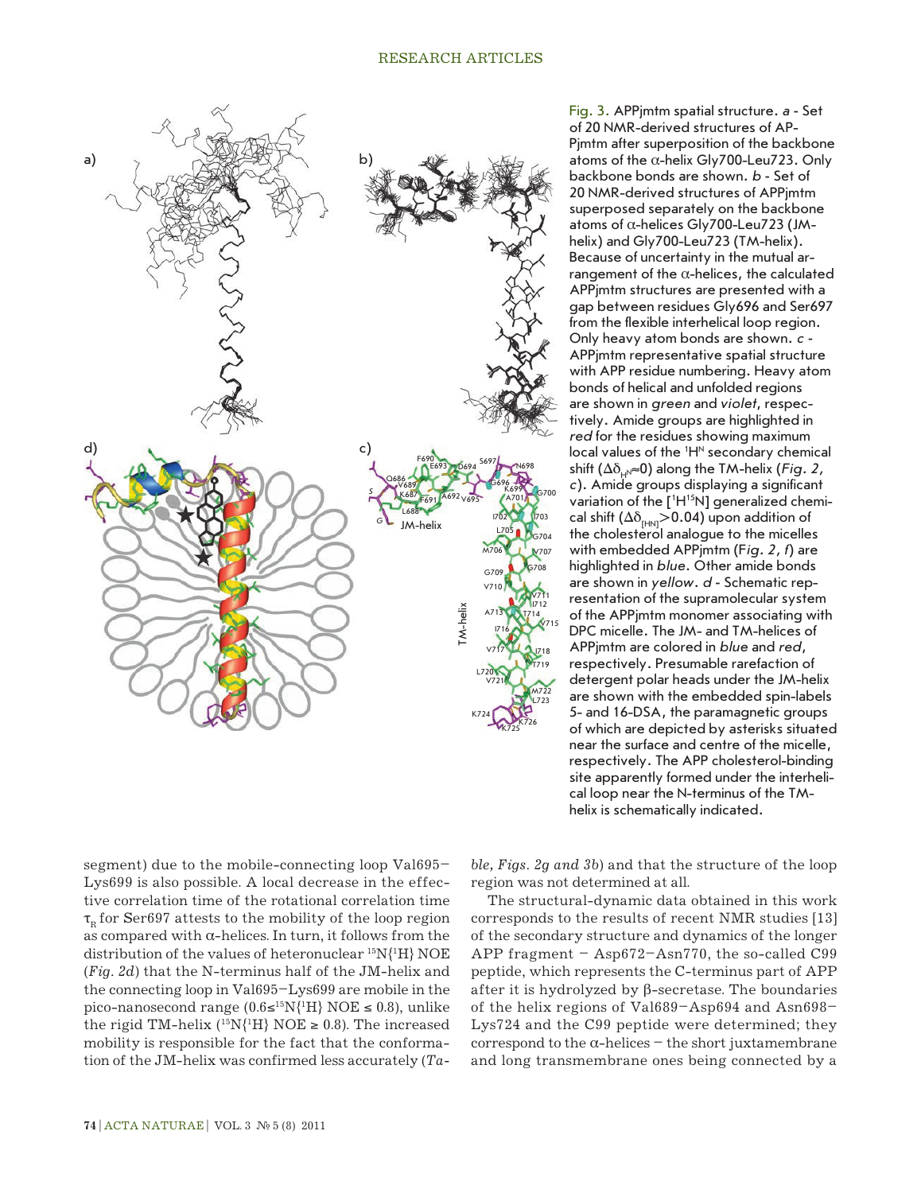Fig. 3. APPjmtm spatial structure. *a* - Set of 20 NMR-derived structures of APPjmtm after superposition of the backbone atoms of the α-helix Gly700-Leu723. Only backbone bonds are shown. *b* - Set of 20 NMR-derived structures of APPjmtm superposed separately on the backbone atoms of α-helices Gly700-Leu723 (JM-helix) and Gly700-Leu723 (TM-helix). Because of uncertainty in the mutual arrangement of the α-helices, the calculated APPjmtm structures are presented with a gap between residues Gly696 and Ser697 from the flexible interhelical loop region. Only heavy atom bonds are shown. *c* - APPjmtm representative spatial structure with APP residue numbering. Heavy atom bonds of helical and unfolded regions are shown in *green* and *violet*, respectively. Amide groups are highlighted in *red* for the residues showing maximum local values of the $^1H^N$ secondary chemical shift ($\Delta\delta_{HN}\approx 0$) along the TM-helix (*Fig. 2, c*). Amide groups displaying a significant variation of the [$^1H^{15}N$] generalized chemical shift ($\Delta\delta_{[HN]}>0.04$) upon addition of the cholesterol analogue to the micelles with embedded APPjmtm (*Fig. 2, f*) are highlighted in *blue*. Other amide bonds are shown in *yellow*. *d* - Schematic representation of the supramolecular system of the APPjmtm monomer associating with DPC micelle. The JM- and TM-helices of APPjmtm are colored in *blue* and *red*, respectively. Presumable rarefaction of detergent polar heads under the JM-helix are shown with the embedded spin-labels 5- and 16-DSA, the paramagnetic groups of which are depicted by asterisks situated near the surface and centre of the micelle, respectively. The APP cholesterol-binding site apparently formed under the interhelical loop near the N-terminus of the TM-helix is schematically indicated.

segment) due to the mobile-connecting loop Val695–Lys699 is also possible. A local decrease in the effective correlation time of the rotational correlation time $\tau_R$ for Ser697 attests to the mobility of the loop region as compared with α-helices. In turn, it follows from the distribution of the values of heteronuclear $^{15}N\{^1H\}$ NOE (*Fig. 2d*) that the N-terminus half of the JM-helix and the connecting loop in Val695–Lys699 are mobile in the pico-nanosecond range ($0.6 \le {}^{15}N\{^1H\}$ NOE $\le 0.8$), unlike the rigid TM-helix ($^{15}N\{^1H\}$ NOE $\ge 0.8$). The increased mobility is responsible for the fact that the conformation of the JM-helix was confirmed less accurately (*Table, Figs. 2g and 3b*) and that the structure of the loop region was not determined at all.

The structural-dynamic data obtained in this work corresponds to the results of recent NMR studies [13] of the secondary structure and dynamics of the longer APP fragment – Asp672–Asn770, the so-called C99 peptide, which represents the C-terminus part of APP after it is hydrolyzed by β-secretase. The boundaries of the helix regions of Val689–Asp694 and Asn698–Lys724 and the C99 peptide were determined; they correspond to the α-helices – the short juxtamembrane and long transmembrane ones being connected by a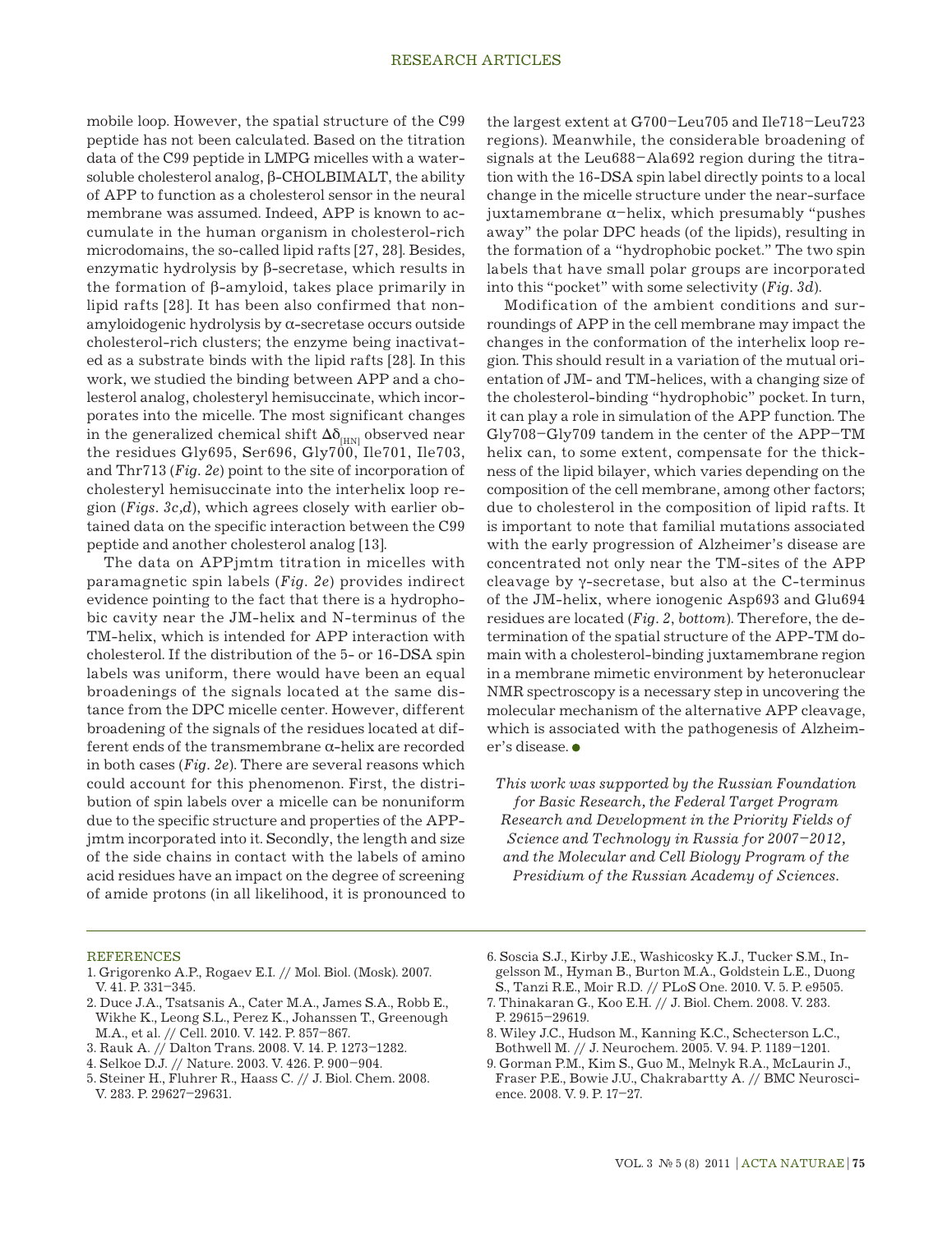mobile loop. However, the spatial structure of the C99 peptide has not been calculated. Based on the titration data of the C99 peptide in LMPG micelles with a water-soluble cholesterol analog, β-CHOLBIMALT, the ability of APP to function as a cholesterol sensor in the neural membrane was assumed. Indeed, APP is known to accumulate in the human organism in cholesterol-rich microdomains, the so-called lipid rafts [27, 28]. Besides, enzymatic hydrolysis by β-secretase, which results in the formation of β-amyloid, takes place primarily in lipid rafts [28]. It has been also confirmed that non-amyloidogenic hydrolysis by α-secretase occurs outside cholesterol-rich clusters; the enzyme being inactivated as a substrate binds with the lipid rafts [28]. In this work, we studied the binding between APP and a cholesterol analog, cholesteryl hemisuccinate, which incorporates into the micelle. The most significant changes in the generalized chemical shift $\Delta\delta_{[HN]}$ observed near the residues Gly695, Ser696, Gly700, Ile701, Ile703, and Thr713 (*Fig. 2e*) point to the site of incorporation of cholesteryl hemisuccinate into the interhelix loop region (*Figs. 3c,d*), which agrees closely with earlier obtained data on the specific interaction between the C99 peptide and another cholesterol analog [13].

The data on APPjmtm titration in micelles with paramagnetic spin labels (*Fig. 2e*) provides indirect evidence pointing to the fact that there is a hydrophobic cavity near the JM-helix and N-terminus of the TM-helix, which is intended for APP interaction with cholesterol. If the distribution of the 5- or 16-DSA spin labels was uniform, there would have been an equal broadenings of the signals located at the same distance from the DPC micelle center. However, different broadening of the signals of the residues located at different ends of the transmembrane α-helix are recorded in both cases (*Fig. 2e*). There are several reasons which could account for this phenomenon. First, the distribution of spin labels over a micelle can be nonuniform due to the specific structure and properties of the APPjmtm incorporated into it. Secondly, the length and size of the side chains in contact with the labels of amino acid residues have an impact on the degree of screening of amide protons (in all likelihood, it is pronounced to the largest extent at G700–Leu705 and Ile718–Leu723 regions). Meanwhile, the considerable broadening of signals at the Leu688–Ala692 region during the titration with the 16-DSA spin label directly points to a local change in the micelle structure under the near-surface juxtamembrane α–helix, which presumably "pushes away" the polar DPC heads (of the lipids), resulting in the formation of a "hydrophobic pocket." The two spin labels that have small polar groups are incorporated into this "pocket" with some selectivity (*Fig. 3d*).

Modification of the ambient conditions and surroundings of APP in the cell membrane may impact the changes in the conformation of the interhelix loop region. This should result in a variation of the mutual orientation of JM- and TM-helices, with a changing size of the cholesterol-binding "hydrophobic" pocket. In turn, it can play a role in simulation of the APP function. The Gly708–Gly709 tandem in the center of the APP–TM helix can, to some extent, compensate for the thickness of the lipid bilayer, which varies depending on the composition of the cell membrane, among other factors; due to cholesterol in the composition of lipid rafts. It is important to note that familial mutations associated with the early progression of Alzheimer's disease are concentrated not only near the TM-sites of the APP cleavage by γ-secretase, but also at the C-terminus of the JM-helix, where ionogenic Asp693 and Glu694 residues are located (*Fig. 2, bottom*). Therefore, the determination of the spatial structure of the APP-TM domain with a cholesterol-binding juxtamembrane region in a membrane mimetic environment by heteronuclear NMR spectroscopy is a necessary step in uncovering the molecular mechanism of the alternative APP cleavage, which is associated with the pathogenesis of Alzheimer's disease. ●

*This work was supported by the Russian Foundation for Basic Research, the Federal Target Program Research and Development in the Priority Fields of Science and Technology in Russia for 2007–2012, and the Molecular and Cell Biology Program of the Presidium of the Russian Academy of Sciences.*

## REFERENCES

1. Grigorenko A.P., Rogaev E.I. // Mol. Biol. (Mosk). 2007. V. 41. P. 331–345.
2. Duce J.A., Tsatsanis A., Cater M.A., James S.A., Robb E., Wikhe K., Leong S.L., Perez K., Johanssen T., Greenough M.A., et al. // Cell. 2010. V. 142. P. 857–867.
3. Rauk A. // Dalton Trans. 2008. V. 14. P. 1273–1282.
4. Selkoe D.J. // Nature. 2003. V. 426. P. 900–904.
5. Steiner H., Fluhrer R., Haass C. // J. Biol. Chem. 2008. V. 283. P. 29627–29631.
6. Soscia S.J., Kirby J.E., Washicosky K.J., Tucker S.M., Ingelsson M., Hyman B., Burton M.A., Goldstein L.E., Duong S., Tanzi R.E., Moir R.D. // PLoS One. 2010. V. 5. P. e9505.
7. Thinakaran G., Koo E.H. // J. Biol. Chem. 2008. V. 283. P. 29615–29619.
8. Wiley J.C., Hudson M., Kanning K.C., Schecterson L.C., Bothwell M. // J. Neurochem. 2005. V. 94. P. 1189–1201.
9. Gorman P.M., Kim S., Guo M., Melnyk R.A., McLaurin J., Fraser P.E., Bowie J.U., Chakrabartty A. // BMC Neuroscience. 2008. V. 9. P. 17–27.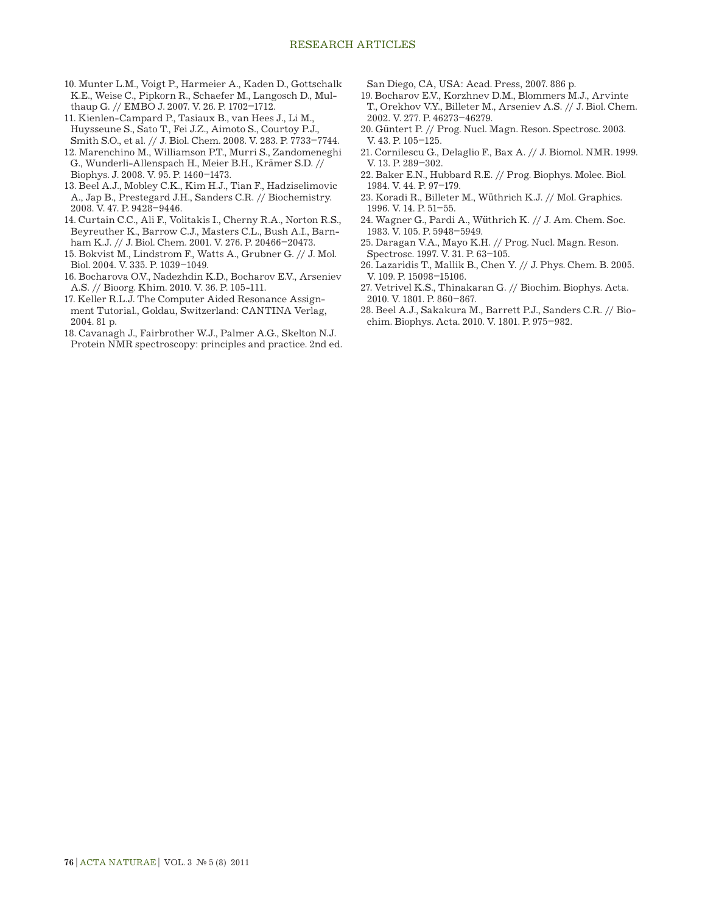10. Munter L.M., Voigt P., Harmeier A., Kaden D., Gottschalk K.E., Weise C., Pipkorn R., Schaefer M., Langosch D., Multhaup G. // EMBO J. 2007. V. 26. P. 1702–1712.
11. Kienlen-Campard P., Tasiaux B., van Hees J., Li M., Huysseune S., Sato T., Fei J.Z., Aimoto S., Courtoy P.J., Smith S.O., et al. // J. Biol. Chem. 2008. V. 283. P. 7733–7744.
12. Marenchino M., Williamson P.T., Murri S., Zandomeneghi G., Wunderli-Allenspach H., Meier B.H., Krämer S.D. // Biophys. J. 2008. V. 95. P. 1460–1473.
13. Beel A.J., Mobley C.K., Kim H.J., Tian F., Hadziselimovic A., Jap B., Prestegard J.H., Sanders C.R. // Biochemistry. 2008. V. 47. P. 9428–9446.
14. Curtain C.C., Ali F., Volitakis I., Cherny R.A., Norton R.S., Beyreuther K., Barrow C.J., Masters C.L., Bush A.I., Barnham K.J. // J. Biol. Chem. 2001. V. 276. P. 20466–20473.
15. Bokvist M., Lindstrom F., Watts A., Grubner G. // J. Mol. Biol. 2004. V. 335. P. 1039–1049.
16. Bocharova O.V., Nadezhdin K.D., Bocharov E.V., Arseniev A.S. // Bioorg. Khim. 2010. V. 36. P. 105-111.
17. Keller R.L.J. The Computer Aided Resonance Assignment Tutorial., Goldau, Switzerland: CANTINA Verlag, 2004. 81 p.
18. Cavanagh J., Fairbrother W.J., Palmer A.G., Skelton N.J. Protein NMR spectroscopy: principles and practice. 2nd ed. San Diego, CA, USA: Acad. Press, 2007. 886 p.
19. Bocharov E.V., Korzhnev D.M., Blommers M.J., Arvinte T., Orekhov V.Y., Billeter M., Arseniev A.S. // J. Biol. Chem. 2002. V. 277. P. 46273–46279.
20. Güntert P. // Prog. Nucl. Magn. Reson. Spectrosc. 2003. V. 43. P. 105–125.
21. Cornilescu G., Delaglio F., Bax A. // J. Biomol. NMR. 1999. V. 13. P. 289–302.
22. Baker E.N., Hubbard R.E. // Prog. Biophys. Molec. Biol. 1984. V. 44. P. 97–179.
23. Koradi R., Billeter M., Wüthrich K.J. // Mol. Graphics. 1996. V. 14. P. 51–55.
24. Wagner G., Pardi A., Wüthrich K. // J. Am. Chem. Soc. 1983. V. 105. P. 5948–5949.
25. Daragan V.A., Mayo K.H. // Prog. Nucl. Magn. Reson. Spectrosc. 1997. V. 31. P. 63–105.
26. Lazaridis T., Mallik B., Chen Y. // J. Phys. Chem. B. 2005. V. 109. P. 15098–15106.
27. Vetrivel K.S., Thinakaran G. // Biochim. Biophys. Acta. 2010. V. 1801. P. 860–867.
28. Beel A.J., Sakakura M., Barrett P.J., Sanders C.R. // Biochim. Biophys. Acta. 2010. V. 1801. P. 975–982.